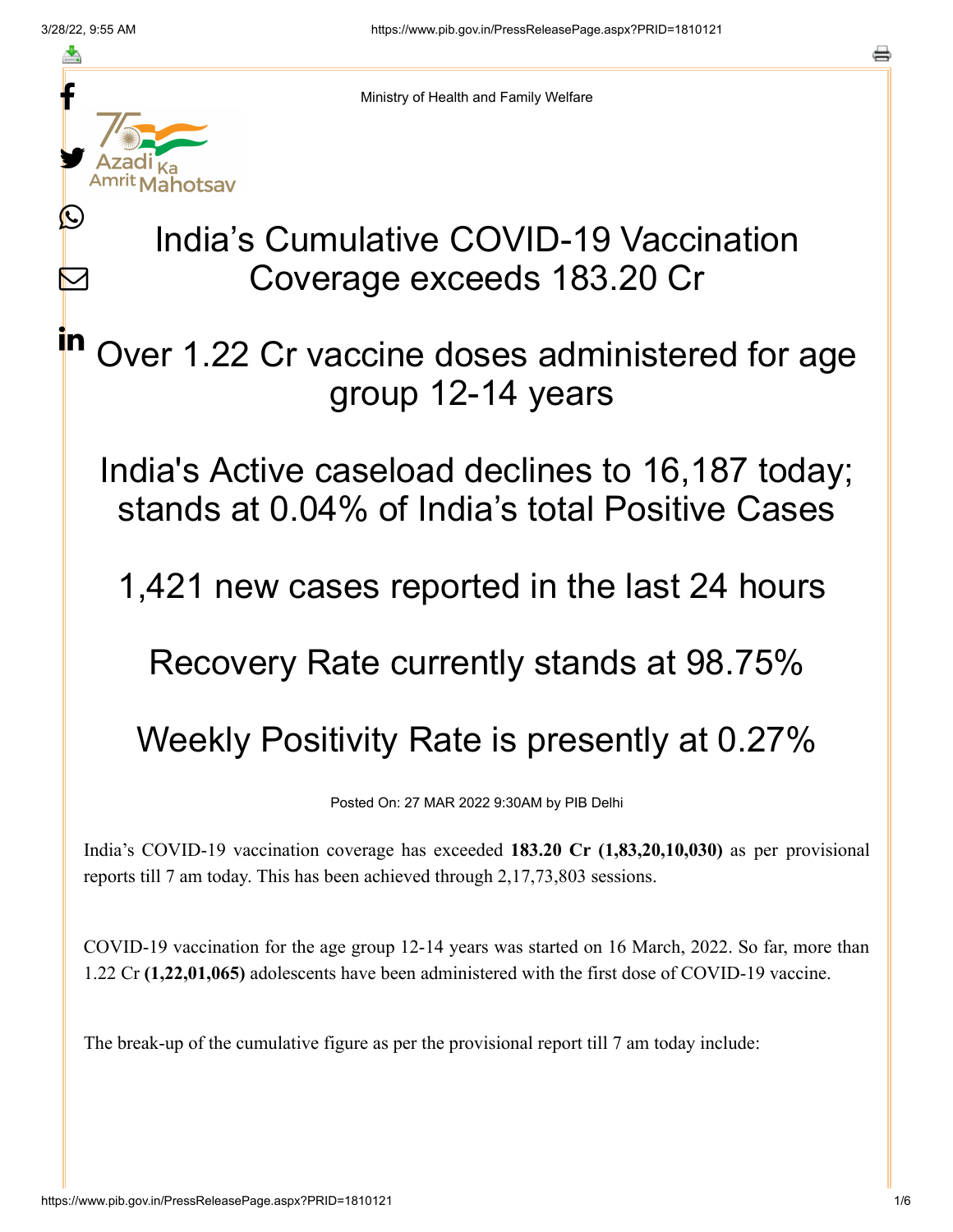Ministry of Health and Family Welfare

# India's Cumulative COVID-19 Vaccination Coverage exceeds 183.20 Cr

## Over 1.22 Cr vaccine doses administered for age group 12-14 years

## India's Active caseload declines to 16,187 today; stands at 0.04% of India's total Positive Cases

## 1,421 new cases reported in the last 24 hours

## Recovery Rate currently stands at 98.75%

## Weekly Positivity Rate is presently at 0.27%

Posted On: 27 MAR 2022 9:30AM by PIB Delhi

India's COVID-19 vaccination coverage has exceeded **183.20 Cr (1,83,20,10,030)** as per provisional reports till 7 am today. This has been achieved through 2,17,73,803 sessions.

COVID-19 vaccination for the age group 12-14 years was started on 16 March, 2022. So far, more than 1.22 Cr **(1,22,01,065)** adolescents have been administered with the first dose of COVID-19 vaccine.

The break-up of the cumulative figure as per the provisional report till 7 am today include: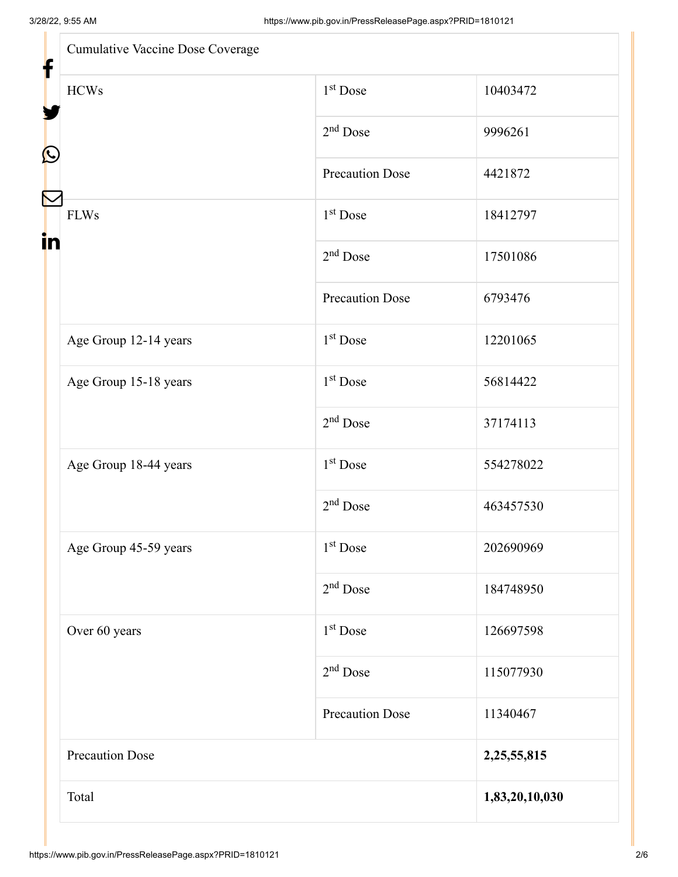| Cumulative Vaccine Dose Coverage | | |
|---|---|---|
| HCWs | 1st Dose | 10403472 |
| | 2nd Dose | 9996261 |
| | Precaution Dose | 4421872 |
| FLWs | 1st Dose | 18412797 |
| | 2nd Dose | 17501086 |
| | Precaution Dose | 6793476 |
| Age Group 12-14 years | 1st Dose | 12201065 |
| Age Group 15-18 years | 1st Dose | 56814422 |
| | 2nd Dose | 37174113 |
| Age Group 18-44 years | 1st Dose | 554278022 |
| | 2nd Dose | 463457530 |
| Age Group 45-59 years | 1st Dose | 202690969 |
| | 2nd Dose | 184748950 |
| Over 60 years | 1st Dose | 126697598 |
| | 2nd Dose | 115077930 |
| | Precaution Dose | 11340467 |
| Precaution Dose | | **2,25,55,815** |
| Total | | **1,83,20,10,030** |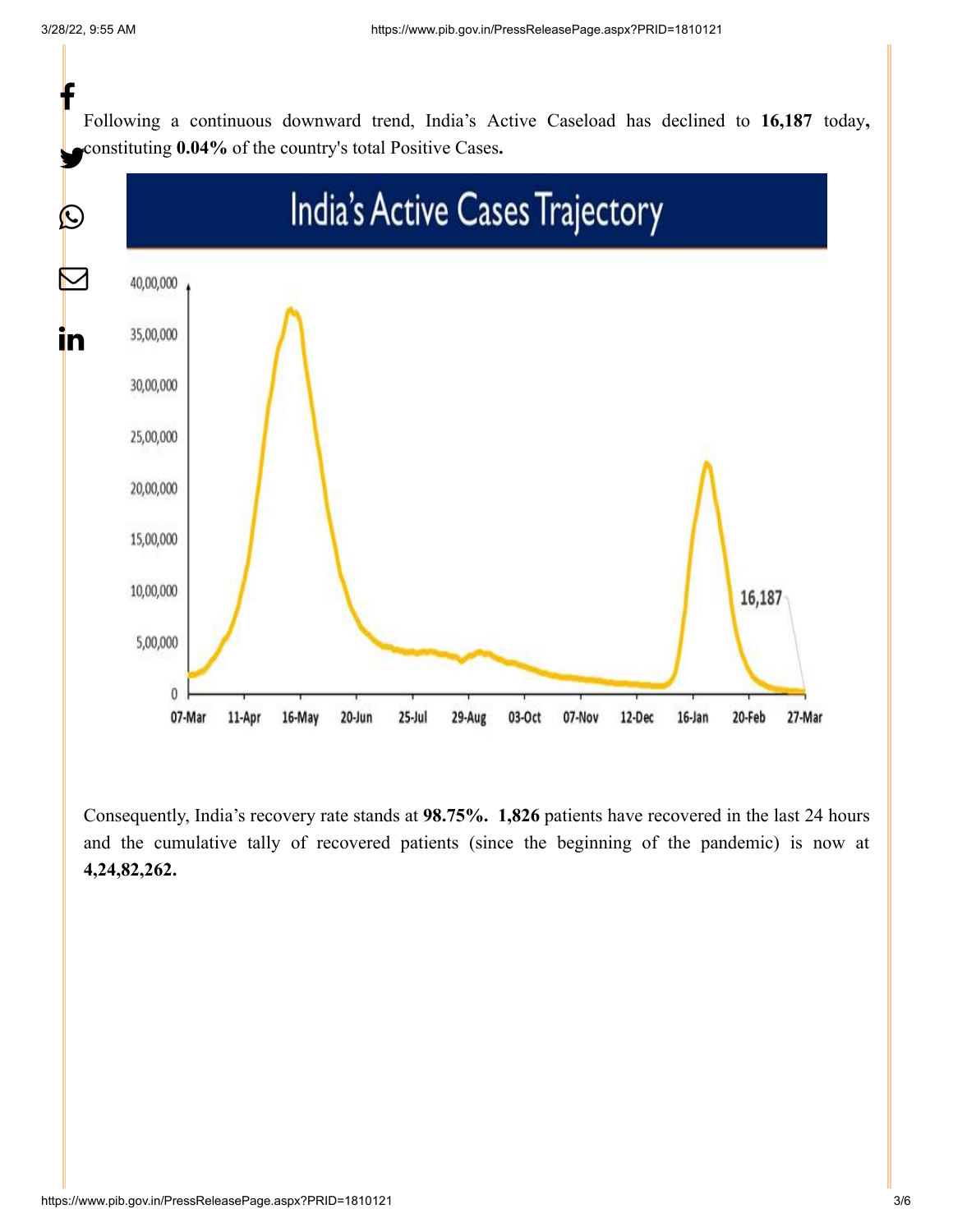Following a continuous downward trend, India's Active Caseload has declined to **16,187** today**,** constituting **0.04%** of the country's total Positive Cases**.**

India's Active Cases Trajectory

Consequently, India's recovery rate stands at **98.75%. 1,826** patients have recovered in the last 24 hours and the cumulative tally of recovered patients (since the beginning of the pandemic) is now at **4,24,82,262.**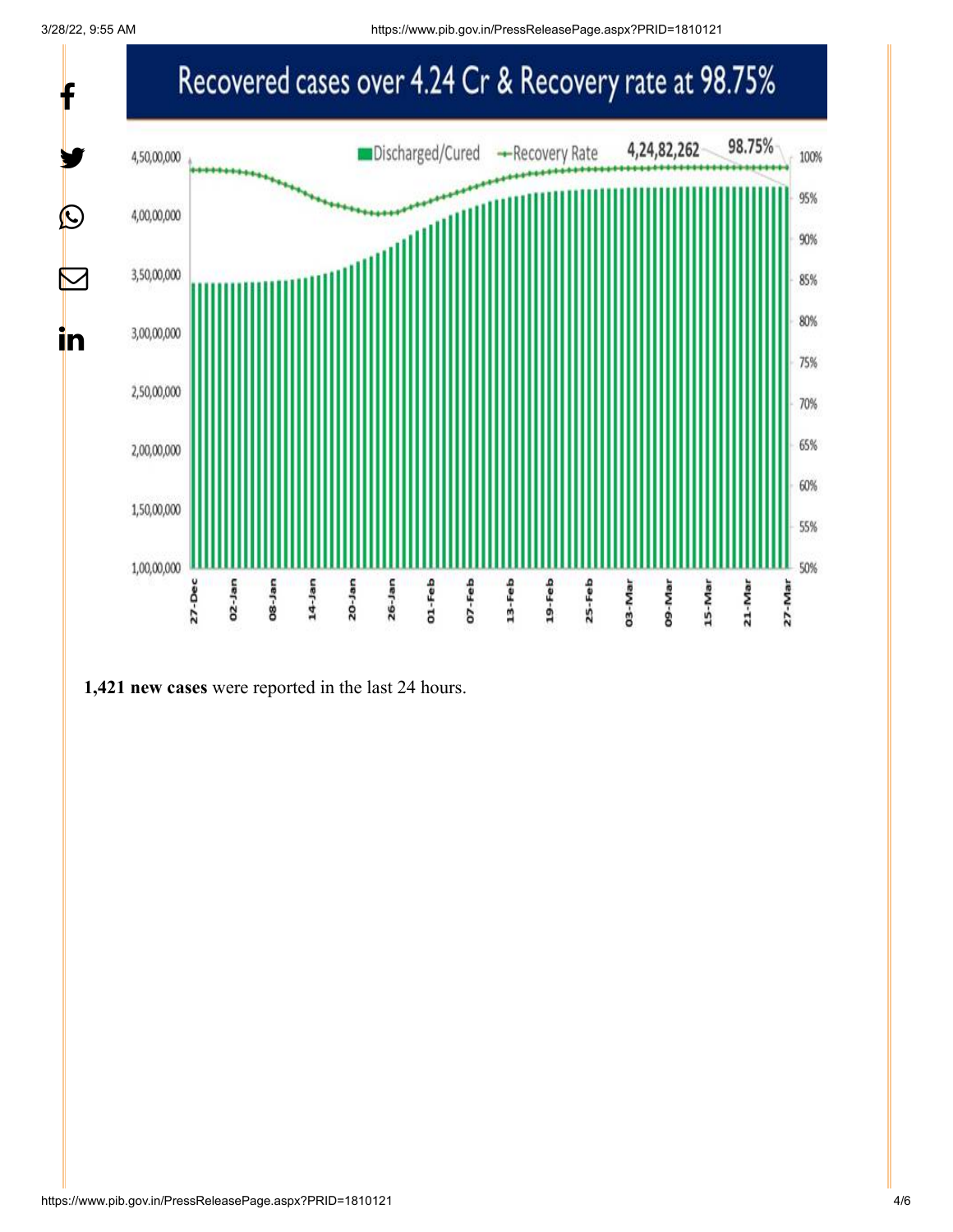Recovered cases over 4.24 Cr & Recovery rate at 98.75%

**1,421 new cases** were reported in the last 24 hours.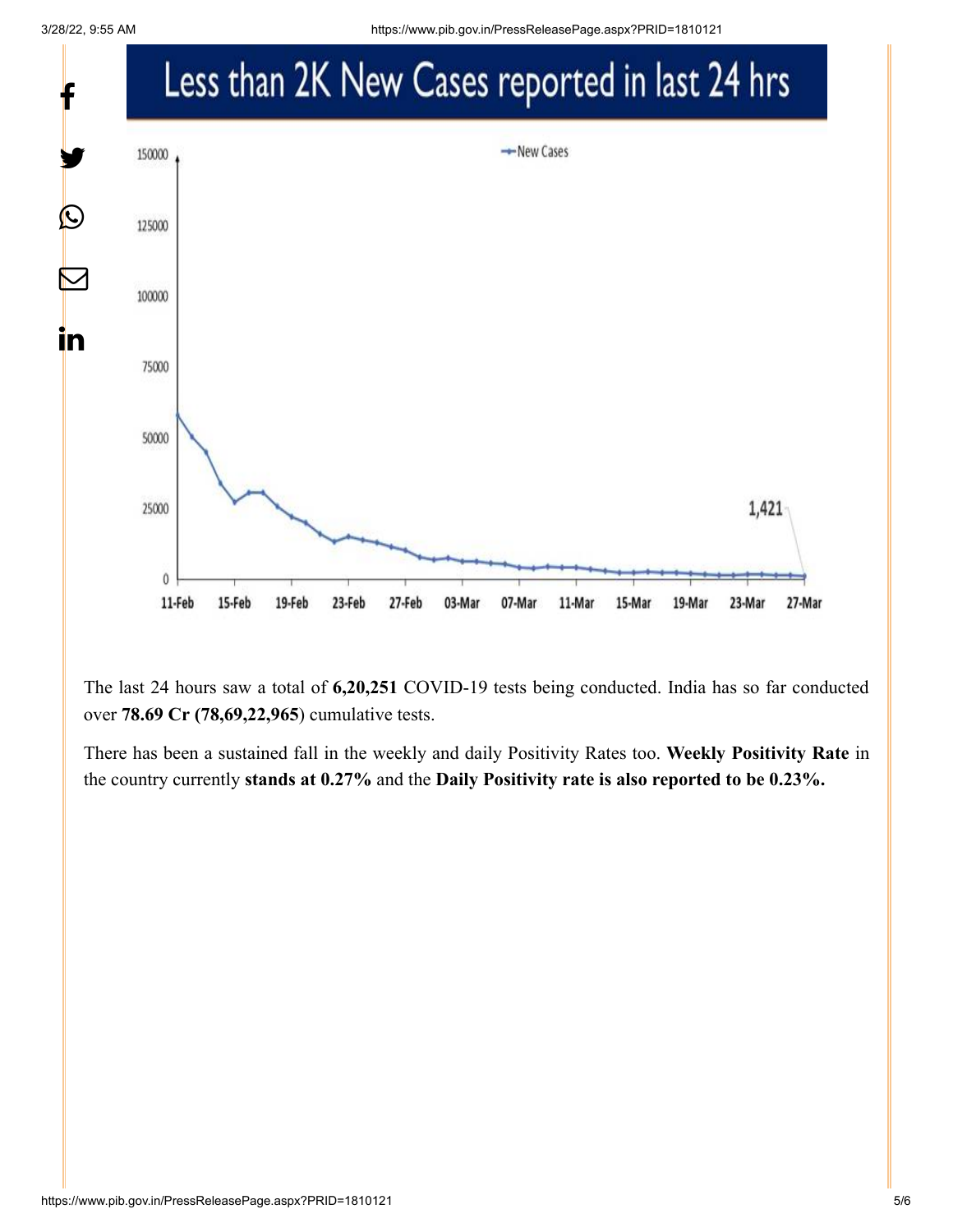## Less than 2K New Cases reported in last 24 hrs

The last 24 hours saw a total of **6,20,251** COVID-19 tests being conducted. India has so far conducted over **78.69 Cr (78,69,22,965**) cumulative tests.

There has been a sustained fall in the weekly and daily Positivity Rates too. **Weekly Positivity Rate** in the country currently **stands at 0.27%** and the **Daily Positivity rate is also reported to be 0.23%.**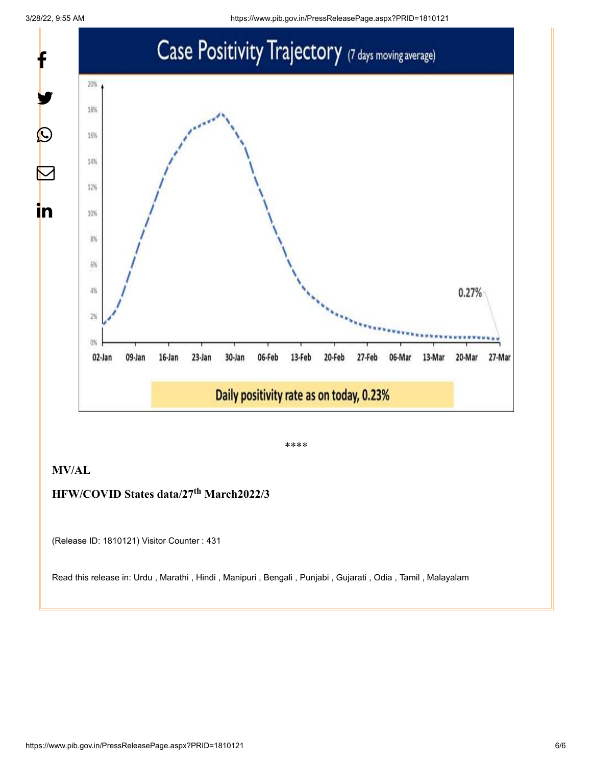Case Positivity Trajectory (7 days moving average)

20%
18%
16%
14%
12%
10%
8%
6%
4%
2%
0%

02-Jan 09-Jan 16-Jan 23-Jan 30-Jan 06-Feb 13-Feb 20-Feb 27-Feb 06-Mar 13-Mar 20-Mar 27-Mar

0.27%

Daily positivity rate as on today, 0.23%

****

**MV/AL**

**HFW/COVID States data/27th March2022/3**

(Release ID: 1810121) Visitor Counter : 431

Read this release in: Urdu , Marathi , Hindi , Manipuri , Bengali , Punjabi , Gujarati , Odia , Tamil , Malayalam